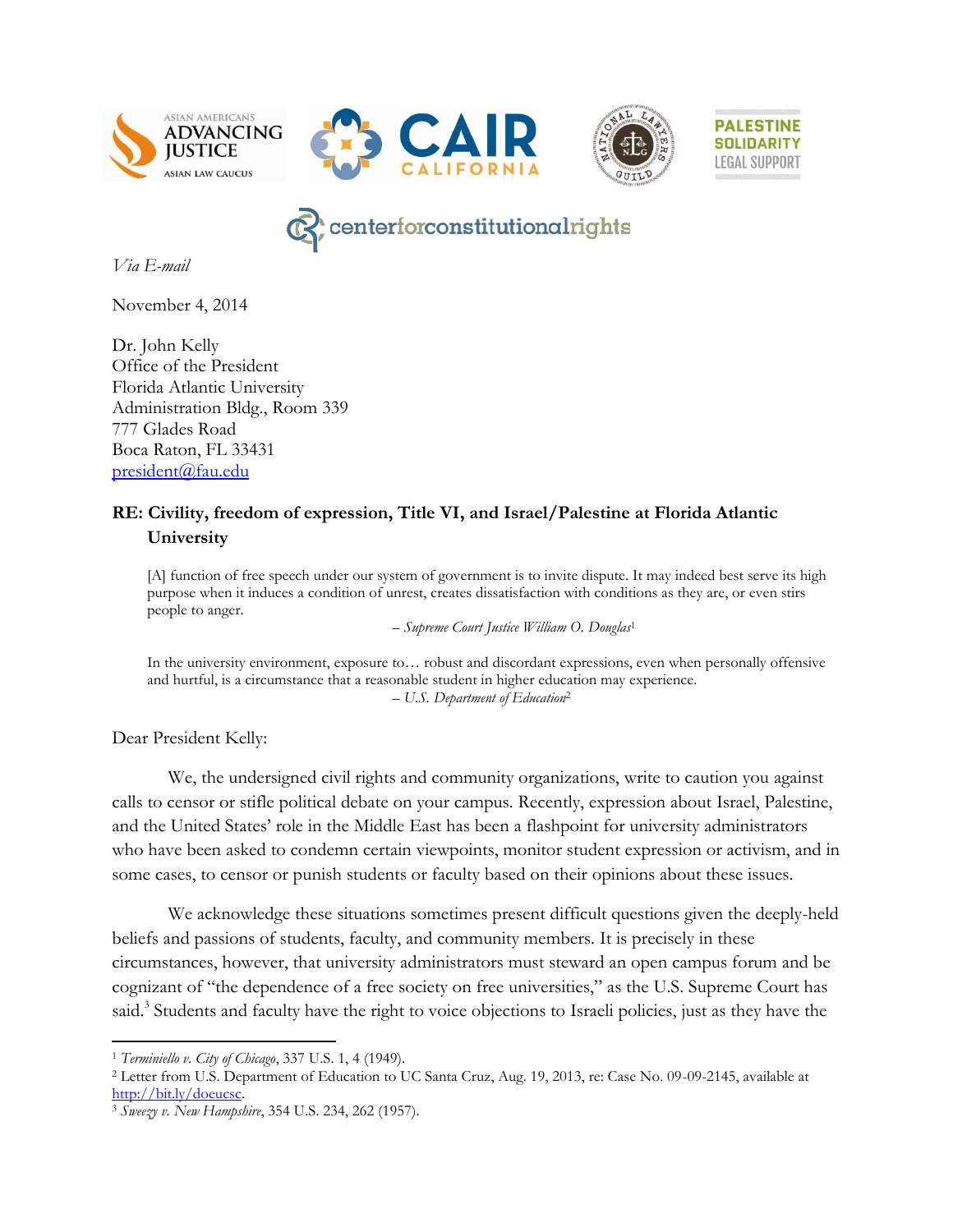ASIAN AMERICANS ADVANCING JUSTICE ASIAN LAW CAUCUS | CAIR CALIFORNIA | NATIONAL LAWYERS GUILD | PALESTINE SOLIDARITY LEGAL SUPPORT

centerforconstitutionalrights

*Via E-mail*

November 4, 2014

Dr. John Kelly
Office of the President
Florida Atlantic University
Administration Bldg., Room 339
777 Glades Road
Boca Raton, FL 33431
president@fau.edu

**RE: Civility, freedom of expression, Title VI, and Israel/Palestine at Florida Atlantic University**

> [A] function of free speech under our system of government is to invite dispute. It may indeed best serve its high purpose when it induces a condition of unrest, creates dissatisfaction with conditions as they are, or even stirs people to anger.
>
> – *Supreme Court Justice William O. Douglas*[1]

> In the university environment, exposure to… robust and discordant expressions, even when personally offensive and hurtful, is a circumstance that a reasonable student in higher education may experience.
>
> – *U.S. Department of Education*[2]

Dear President Kelly:

We, the undersigned civil rights and community organizations, write to caution you against calls to censor or stifle political debate on your campus. Recently, expression about Israel, Palestine, and the United States' role in the Middle East has been a flashpoint for university administrators who have been asked to condemn certain viewpoints, monitor student expression or activism, and in some cases, to censor or punish students or faculty based on their opinions about these issues.

We acknowledge these situations sometimes present difficult questions given the deeply-held beliefs and passions of students, faculty, and community members. It is precisely in these circumstances, however, that university administrators must steward an open campus forum and be cognizant of "the dependence of a free society on free universities," as the U.S. Supreme Court has said.[3] Students and faculty have the right to voice objections to Israeli policies, just as they have the

---

[1] *Terminiello v. City of Chicago*, 337 U.S. 1, 4 (1949).

[2] Letter from U.S. Department of Education to UC Santa Cruz, Aug. 19, 2013, re: Case No. 09-09-2145, available at http://bit.ly/doeucsc.

[3] *Sweezy v. New Hampshire*, 354 U.S. 234, 262 (1957).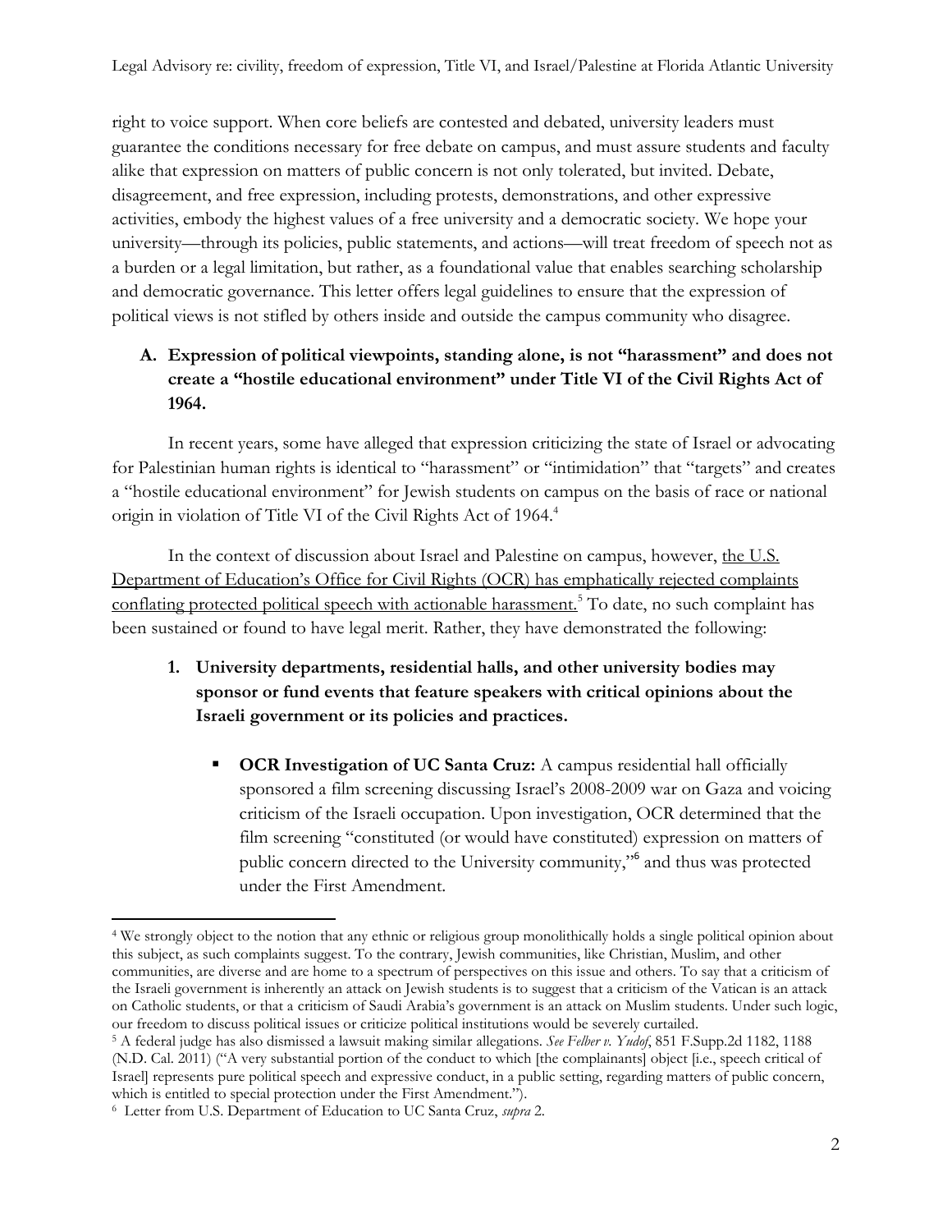right to voice support. When core beliefs are contested and debated, university leaders must guarantee the conditions necessary for free debate on campus, and must assure students and faculty alike that expression on matters of public concern is not only tolerated, but invited. Debate, disagreement, and free expression, including protests, demonstrations, and other expressive activities, embody the highest values of a free university and a democratic society. We hope your university—through its policies, public statements, and actions—will treat freedom of speech not as a burden or a legal limitation, but rather, as a foundational value that enables searching scholarship and democratic governance. This letter offers legal guidelines to ensure that the expression of political views is not stifled by others inside and outside the campus community who disagree.

## A. Expression of political viewpoints, standing alone, is not "harassment" and does not create a "hostile educational environment" under Title VI of the Civil Rights Act of 1964.

In recent years, some have alleged that expression criticizing the state of Israel or advocating for Palestinian human rights is identical to "harassment" or "intimidation" that "targets" and creates a "hostile educational environment" for Jewish students on campus on the basis of race or national origin in violation of Title VI of the Civil Rights Act of 1964.[4]

In the context of discussion about Israel and Palestine on campus, however, <u>the U.S. Department of Education's Office for Civil Rights (OCR) has emphatically rejected complaints conflating protected political speech with actionable harassment.</u>[5] To date, no such complaint has been sustained or found to have legal merit. Rather, they have demonstrated the following:

### 1. University departments, residential halls, and other university bodies may sponsor or fund events that feature speakers with critical opinions about the Israeli government or its policies and practices.

- **OCR Investigation of UC Santa Cruz:** A campus residential hall officially sponsored a film screening discussing Israel's 2008-2009 war on Gaza and voicing criticism of the Israeli occupation. Upon investigation, OCR determined that the film screening "constituted (or would have constituted) expression on matters of public concern directed to the University community,"[6] and thus was protected under the First Amendment.

---

[4] We strongly object to the notion that any ethnic or religious group monolithically holds a single political opinion about this subject, as such complaints suggest. To the contrary, Jewish communities, like Christian, Muslim, and other communities, are diverse and are home to a spectrum of perspectives on this issue and others. To say that a criticism of the Israeli government is inherently an attack on Jewish students is to suggest that a criticism of the Vatican is an attack on Catholic students, or that a criticism of Saudi Arabia's government is an attack on Muslim students. Under such logic, our freedom to discuss political issues or criticize political institutions would be severely curtailed.

[5] A federal judge has also dismissed a lawsuit making similar allegations. *See Felber v. Yudof*, 851 F.Supp.2d 1182, 1188 (N.D. Cal. 2011) ("A very substantial portion of the conduct to which [the complainants] object [i.e., speech critical of Israel] represents pure political speech and expressive conduct, in a public setting, regarding matters of public concern, which is entitled to special protection under the First Amendment.").

[6] Letter from U.S. Department of Education to UC Santa Cruz, *supra* 2.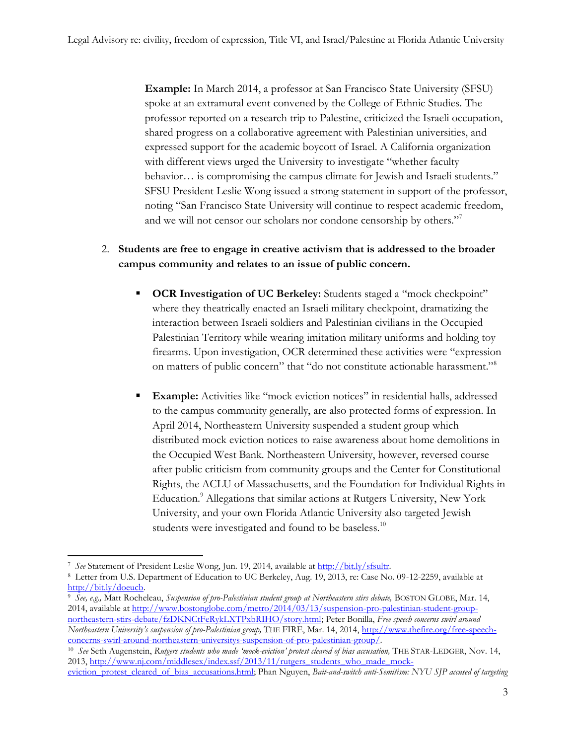**Example:** In March 2014, a professor at San Francisco State University (SFSU) spoke at an extramural event convened by the College of Ethnic Studies. The professor reported on a research trip to Palestine, criticized the Israeli occupation, shared progress on a collaborative agreement with Palestinian universities, and expressed support for the academic boycott of Israel. A California organization with different views urged the University to investigate "whether faculty behavior… is compromising the campus climate for Jewish and Israeli students." SFSU President Leslie Wong issued a strong statement in support of the professor, noting "San Francisco State University will continue to respect academic freedom, and we will not censor our scholars nor condone censorship by others."[7]

2. **Students are free to engage in creative activism that is addressed to the broader campus community and relates to an issue of public concern.**

   - **OCR Investigation of UC Berkeley:** Students staged a "mock checkpoint" where they theatrically enacted an Israeli military checkpoint, dramatizing the interaction between Israeli soldiers and Palestinian civilians in the Occupied Palestinian Territory while wearing imitation military uniforms and holding toy firearms. Upon investigation, OCR determined these activities were "expression on matters of public concern" that "do not constitute actionable harassment."[8]

   - **Example:** Activities like "mock eviction notices" in residential halls, addressed to the campus community generally, are also protected forms of expression. In April 2014, Northeastern University suspended a student group which distributed mock eviction notices to raise awareness about home demolitions in the Occupied West Bank. Northeastern University, however, reversed course after public criticism from community groups and the Center for Constitutional Rights, the ACLU of Massachusetts, and the Foundation for Individual Rights in Education.[9] Allegations that similar actions at Rutgers University, New York University, and your own Florida Atlantic University also targeted Jewish students were investigated and found to be baseless.[10]

---

[7] *See* Statement of President Leslie Wong, Jun. 19, 2014, available at http://bit.ly/sfsultr.

[8] Letter from U.S. Department of Education to UC Berkeley, Aug. 19, 2013, re: Case No. 09-12-2259, available at http://bit.ly/doeucb.

[9] *See, e.g.,* Matt Rocheleau, *Suspension of pro-Palestinian student group at Northeastern stirs debate,* BOSTON GLOBE, Mar. 14, 2014, available at http://www.bostonglobe.com/metro/2014/03/13/suspension-pro-palestinian-student-group-northeastern-stirs-debate/fzDKNCtFeRykLXTPxbRIHO/story.html; Peter Bonilla, *Free speech concerns swirl around Northeastern University's suspension of pro-Palestinian group,* THE FIRE, Mar. 14, 2014, http://www.thefire.org/free-speech-concerns-swirl-around-northeastern-universitys-suspension-of-pro-palestinian-group/.

[10] *See* Seth Augenstein, *Rutgers students who made 'mock-eviction' protest cleared of bias accusation,* THE STAR-LEDGER, Nov. 14, 2013, http://www.nj.com/middlesex/index.ssf/2013/11/rutgers_students_who_made_mock-eviction_protest_cleared_of_bias_accusations.html; Phan Nguyen, *Bait-and-switch anti-Semitism: NYU SJP accused of targeting*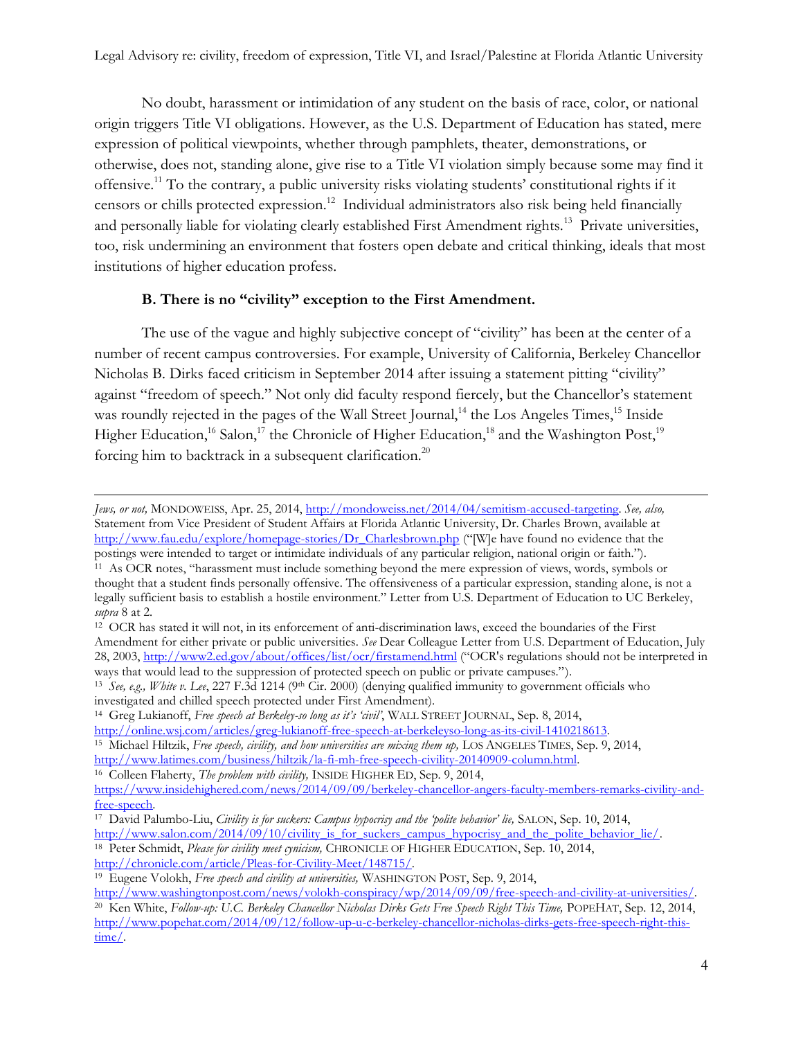No doubt, harassment or intimidation of any student on the basis of race, color, or national origin triggers Title VI obligations. However, as the U.S. Department of Education has stated, mere expression of political viewpoints, whether through pamphlets, theater, demonstrations, or otherwise, does not, standing alone, give rise to a Title VI violation simply because some may find it offensive.[11] To the contrary, a public university risks violating students' constitutional rights if it censors or chills protected expression.[12] Individual administrators also risk being held financially and personally liable for violating clearly established First Amendment rights.[13] Private universities, too, risk undermining an environment that fosters open debate and critical thinking, ideals that most institutions of higher education profess.

### B. There is no "civility" exception to the First Amendment.

The use of the vague and highly subjective concept of "civility" has been at the center of a number of recent campus controversies. For example, University of California, Berkeley Chancellor Nicholas B. Dirks faced criticism in September 2014 after issuing a statement pitting "civility" against "freedom of speech." Not only did faculty respond fiercely, but the Chancellor's statement was roundly rejected in the pages of the Wall Street Journal,[14] the Los Angeles Times,[15] Inside Higher Education,[16] Salon,[17] the Chronicle of Higher Education,[18] and the Washington Post,[19] forcing him to backtrack in a subsequent clarification.[20]

---

*Jews, or not,* MONDOWEISS, Apr. 25, 2014, http://mondoweiss.net/2014/04/semitism-accused-targeting. *See, also,* Statement from Vice President of Student Affairs at Florida Atlantic University, Dr. Charles Brown, available at http://www.fau.edu/explore/homepage-stories/Dr_Charlesbrown.php ("[W]e have found no evidence that the postings were intended to target or intimidate individuals of any particular religion, national origin or faith.").

[11] As OCR notes, "harassment must include something beyond the mere expression of views, words, symbols or thought that a student finds personally offensive. The offensiveness of a particular expression, standing alone, is not a legally sufficient basis to establish a hostile environment." Letter from U.S. Department of Education to UC Berkeley, *supra* 8 at 2.

[12] OCR has stated it will not, in its enforcement of anti-discrimination laws, exceed the boundaries of the First Amendment for either private or public universities. *See* Dear Colleague Letter from U.S. Department of Education, July 28, 2003, http://www2.ed.gov/about/offices/list/ocr/firstamend.html ("OCR's regulations should not be interpreted in ways that would lead to the suppression of protected speech on public or private campuses.").

[13] *See, e.g., White v. Lee*, 227 F.3d 1214 (9th Cir. 2000) (denying qualified immunity to government officials who investigated and chilled speech protected under First Amendment).

[14] Greg Lukianoff, *Free speech at Berkeley-so long as it's 'civil'*, WALL STREET JOURNAL, Sep. 8, 2014, http://online.wsj.com/articles/greg-lukianoff-free-speech-at-berkeleyso-long-as-its-civil-1410218613.

[15] Michael Hiltzik, *Free speech, civility, and how universities are mixing them up,* LOS ANGELES TIMES, Sep. 9, 2014, http://www.latimes.com/business/hiltzik/la-fi-mh-free-speech-civility-20140909-column.html.

[16] Colleen Flaherty, *The problem with civility,* INSIDE HIGHER ED, Sep. 9, 2014, https://www.insidehighered.com/news/2014/09/09/berkeley-chancellor-angers-faculty-members-remarks-civility-and-free-speech.

[17] David Palumbo-Liu, *Civility is for suckers: Campus hypocrisy and the 'polite behavior' lie,* SALON, Sep. 10, 2014, http://www.salon.com/2014/09/10/civility_is_for_suckers_campus_hypocrisy_and_the_polite_behavior_lie/.

[18] Peter Schmidt, *Please for civility meet cynicism,* CHRONICLE OF HIGHER EDUCATION, Sep. 10, 2014, http://chronicle.com/article/Pleas-for-Civility-Meet/148715/.

[19] Eugene Volokh, *Free speech and civility at universities,* WASHINGTON POST, Sep. 9, 2014, http://www.washingtonpost.com/news/volokh-conspiracy/wp/2014/09/09/free-speech-and-civility-at-universities/.

[20] Ken White, *Follow-up: U.C. Berkeley Chancellor Nicholas Dirks Gets Free Speech Right This Time,* POPEHAT, Sep. 12, 2014, http://www.popehat.com/2014/09/12/follow-up-u-c-berkeley-chancellor-nicholas-dirks-gets-free-speech-right-this-time/.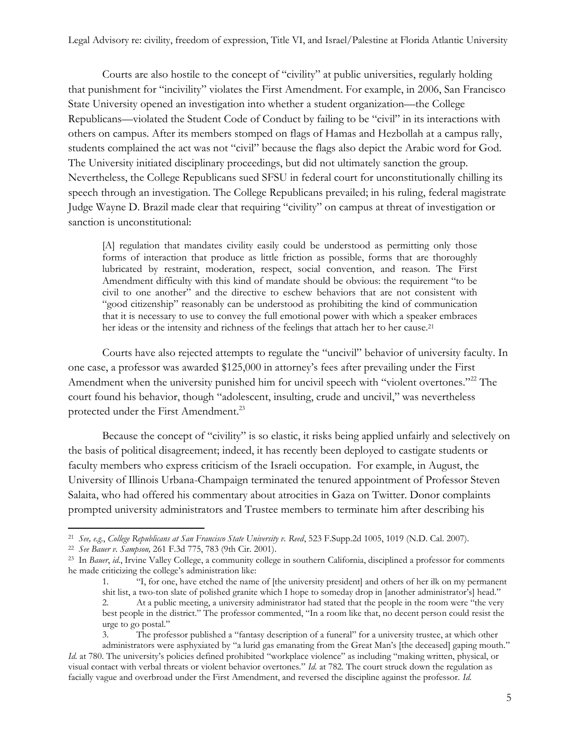Courts are also hostile to the concept of "civility" at public universities, regularly holding that punishment for "incivility" violates the First Amendment. For example, in 2006, San Francisco State University opened an investigation into whether a student organization—the College Republicans—violated the Student Code of Conduct by failing to be "civil" in its interactions with others on campus. After its members stomped on flags of Hamas and Hezbollah at a campus rally, students complained the act was not "civil" because the flags also depict the Arabic word for God. The University initiated disciplinary proceedings, but did not ultimately sanction the group. Nevertheless, the College Republicans sued SFSU in federal court for unconstitutionally chilling its speech through an investigation. The College Republicans prevailed; in his ruling, federal magistrate Judge Wayne D. Brazil made clear that requiring "civility" on campus at threat of investigation or sanction is unconstitutional:

> [A] regulation that mandates civility easily could be understood as permitting only those forms of interaction that produce as little friction as possible, forms that are thoroughly lubricated by restraint, moderation, respect, social convention, and reason. The First Amendment difficulty with this kind of mandate should be obvious: the requirement "to be civil to one another" and the directive to eschew behaviors that are not consistent with "good citizenship" reasonably can be understood as prohibiting the kind of communication that it is necessary to use to convey the full emotional power with which a speaker embraces her ideas or the intensity and richness of the feelings that attach her to her cause.[21]

Courts have also rejected attempts to regulate the "uncivil" behavior of university faculty. In one case, a professor was awarded $125,000 in attorney's fees after prevailing under the First Amendment when the university punished him for uncivil speech with "violent overtones."[22] The court found his behavior, though "adolescent, insulting, crude and uncivil," was nevertheless protected under the First Amendment.[23]

Because the concept of "civility" is so elastic, it risks being applied unfairly and selectively on the basis of political disagreement; indeed, it has recently been deployed to castigate students or faculty members who express criticism of the Israeli occupation. For example, in August, the University of Illinois Urbana-Champaign terminated the tenured appointment of Professor Steven Salaita, who had offered his commentary about atrocities in Gaza on Twitter. Donor complaints prompted university administrators and Trustee members to terminate him after describing his

---

[21] *See, e.g.*, *College Republicans at San Francisco State University v. Reed*, 523 F.Supp.2d 1005, 1019 (N.D. Cal. 2007).

[22] *See Bauer v. Sampson,* 261 F.3d 775, 783 (9th Cir. 2001).

[23] In *Bauer*, *id.*, Irvine Valley College, a community college in southern California, disciplined a professor for comments he made criticizing the college's administration like:

1. "I, for one, have etched the name of [the university president] and others of her ilk on my permanent shit list, a two-ton slate of polished granite which I hope to someday drop in [another administrator's] head."
2. At a public meeting, a university administrator had stated that the people in the room were "the very best people in the district." The professor commented, "In a room like that, no decent person could resist the urge to go postal."
3. The professor published a "fantasy description of a funeral" for a university trustee, at which other administrators were asphyxiated by "a lurid gas emanating from the Great Man's [the deceased] gaping mouth."

*Id.* at 780. The university's policies defined prohibited "workplace violence" as including "making written, physical, or visual contact with verbal threats or violent behavior overtones." *Id.* at 782. The court struck down the regulation as facially vague and overbroad under the First Amendment, and reversed the discipline against the professor. *Id.*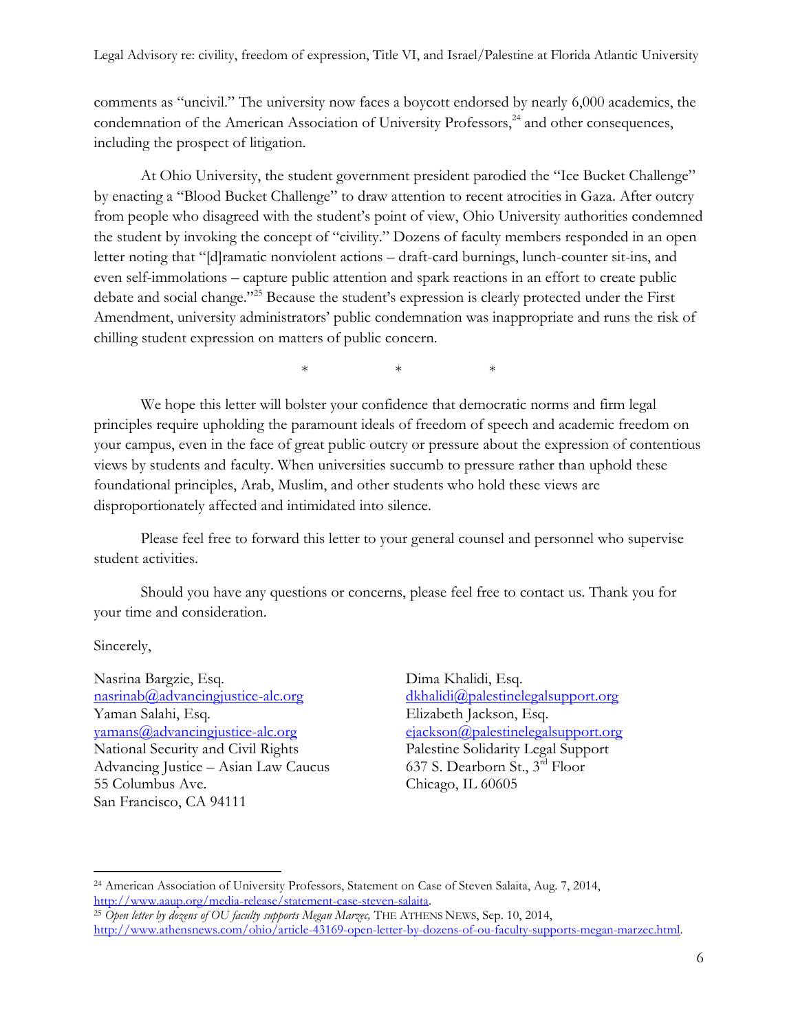comments as "uncivil." The university now faces a boycott endorsed by nearly 6,000 academics, the condemnation of the American Association of University Professors,[24] and other consequences, including the prospect of litigation.

At Ohio University, the student government president parodied the "Ice Bucket Challenge" by enacting a "Blood Bucket Challenge" to draw attention to recent atrocities in Gaza. After outcry from people who disagreed with the student's point of view, Ohio University authorities condemned the student by invoking the concept of "civility." Dozens of faculty members responded in an open letter noting that "[d]ramatic nonviolent actions – draft-card burnings, lunch-counter sit-ins, and even self-immolations – capture public attention and spark reactions in an effort to create public debate and social change."[25] Because the student's expression is clearly protected under the First Amendment, university administrators' public condemnation was inappropriate and runs the risk of chilling student expression on matters of public concern.

\*                    \*                    \*

We hope this letter will bolster your confidence that democratic norms and firm legal principles require upholding the paramount ideals of freedom of speech and academic freedom on your campus, even in the face of great public outcry or pressure about the expression of contentious views by students and faculty. When universities succumb to pressure rather than uphold these foundational principles, Arab, Muslim, and other students who hold these views are disproportionately affected and intimidated into silence.

Please feel free to forward this letter to your general counsel and personnel who supervise student activities.

Should you have any questions or concerns, please feel free to contact us. Thank you for your time and consideration.

Sincerely,

Nasrina Bargzie, Esq.
nasrinab@advancingjustice-alc.org
Yaman Salahi, Esq.
yamans@advancingjustice-alc.org
National Security and Civil Rights
Advancing Justice – Asian Law Caucus
55 Columbus Ave.
San Francisco, CA 94111

Dima Khalidi, Esq.
dkhalidi@palestinelegalsupport.org
Elizabeth Jackson, Esq.
ejackson@palestinelegalsupport.org
Palestine Solidarity Legal Support
637 S. Dearborn St., 3rd Floor
Chicago, IL 60605

---

[24] American Association of University Professors, Statement on Case of Steven Salaita, Aug. 7, 2014, http://www.aaup.org/media-release/statement-case-steven-salaita.

[25] *Open letter by dozens of OU faculty supports Megan Marzec,* THE ATHENS NEWS, Sep. 10, 2014, http://www.athensnews.com/ohio/article-43169-open-letter-by-dozens-of-ou-faculty-supports-megan-marzec.html.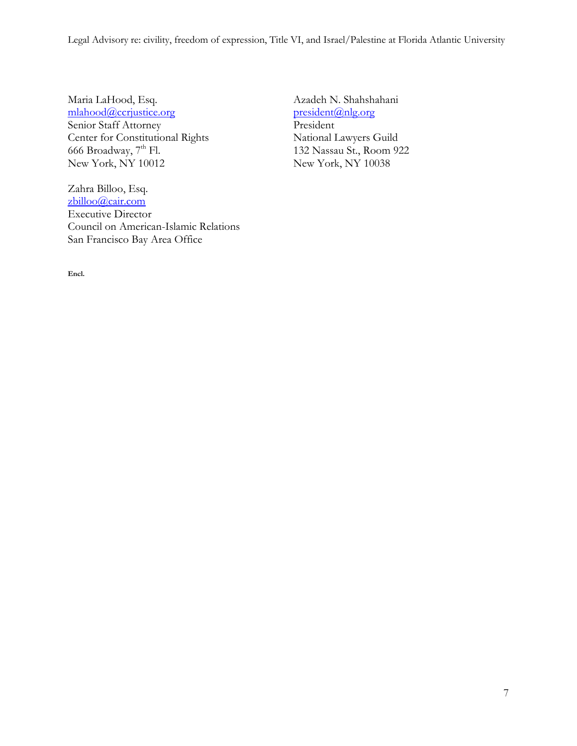Maria LaHood, Esq.
mlahood@ccrjustice.org
Senior Staff Attorney
Center for Constitutional Rights
666 Broadway, 7th Fl.
New York, NY 10012

Azadeh N. Shahshahani
president@nlg.org
President
National Lawyers Guild
132 Nassau St., Room 922
New York, NY 10038

Zahra Billoo, Esq.
zbilloo@cair.com
Executive Director
Council on American-Islamic Relations
San Francisco Bay Area Office

**Encl.**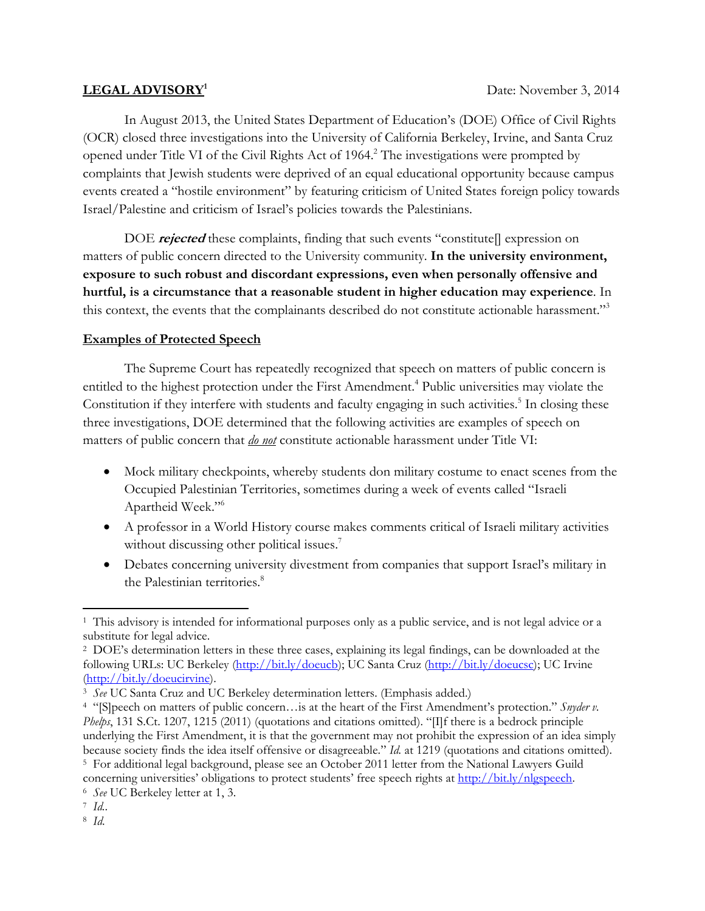**LEGAL ADVISORY**[1] Date: November 3, 2014

In August 2013, the United States Department of Education's (DOE) Office of Civil Rights (OCR) closed three investigations into the University of California Berkeley, Irvine, and Santa Cruz opened under Title VI of the Civil Rights Act of 1964.[2] The investigations were prompted by complaints that Jewish students were deprived of an equal educational opportunity because campus events created a "hostile environment" by featuring criticism of United States foreign policy towards Israel/Palestine and criticism of Israel's policies towards the Palestinians.

DOE ***rejected*** these complaints, finding that such events "constitute[] expression on matters of public concern directed to the University community. **In the university environment, exposure to such robust and discordant expressions, even when personally offensive and hurtful, is a circumstance that a reasonable student in higher education may experience**. In this context, the events that the complainants described do not constitute actionable harassment."[3]

## Examples of Protected Speech

The Supreme Court has repeatedly recognized that speech on matters of public concern is entitled to the highest protection under the First Amendment.[4] Public universities may violate the Constitution if they interfere with students and faculty engaging in such activities.[5] In closing these three investigations, DOE determined that the following activities are examples of speech on matters of public concern that ***do not*** constitute actionable harassment under Title VI:

- Mock military checkpoints, whereby students don military costume to enact scenes from the Occupied Palestinian Territories, sometimes during a week of events called "Israeli Apartheid Week."[6]
- A professor in a World History course makes comments critical of Israeli military activities without discussing other political issues.[7]
- Debates concerning university divestment from companies that support Israel's military in the Palestinian territories.[8]

---

[1] This advisory is intended for informational purposes only as a public service, and is not legal advice or a substitute for legal advice.

[2] DOE's determination letters in these three cases, explaining its legal findings, can be downloaded at the following URLs: UC Berkeley (http://bit.ly/doeucb); UC Santa Cruz (http://bit.ly/doeucsc); UC Irvine (http://bit.ly/doeucirvine).

[3] *See* UC Santa Cruz and UC Berkeley determination letters. (Emphasis added.)

[4] "[S]peech on matters of public concern…is at the heart of the First Amendment's protection." *Snyder v. Phelps*, 131 S.Ct. 1207, 1215 (2011) (quotations and citations omitted). "[I]f there is a bedrock principle underlying the First Amendment, it is that the government may not prohibit the expression of an idea simply because society finds the idea itself offensive or disagreeable." *Id.* at 1219 (quotations and citations omitted).

[5] For additional legal background, please see an October 2011 letter from the National Lawyers Guild concerning universities' obligations to protect students' free speech rights at http://bit.ly/nlgspeech.

[6] *See* UC Berkeley letter at 1, 3.

[7] *Id.*.

[8] *Id.*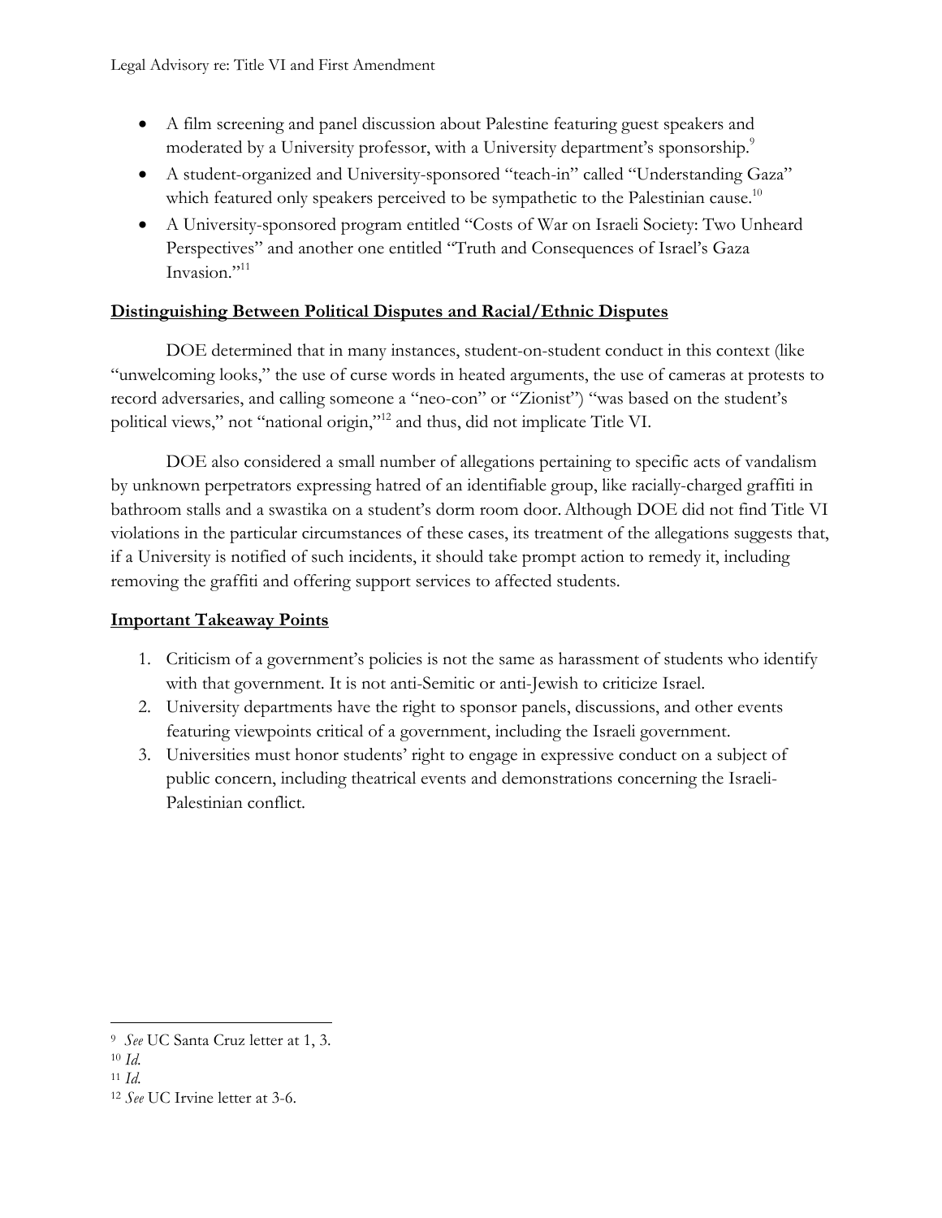- A film screening and panel discussion about Palestine featuring guest speakers and moderated by a University professor, with a University department's sponsorship.[9]
- A student-organized and University-sponsored "teach-in" called "Understanding Gaza" which featured only speakers perceived to be sympathetic to the Palestinian cause.[10]
- A University-sponsored program entitled "Costs of War on Israeli Society: Two Unheard Perspectives" and another one entitled "Truth and Consequences of Israel's Gaza Invasion."[11]

**Distinguishing Between Political Disputes and Racial/Ethnic Disputes**

DOE determined that in many instances, student-on-student conduct in this context (like "unwelcoming looks," the use of curse words in heated arguments, the use of cameras at protests to record adversaries, and calling someone a "neo-con" or "Zionist") "was based on the student's political views," not "national origin,"[12] and thus, did not implicate Title VI.

DOE also considered a small number of allegations pertaining to specific acts of vandalism by unknown perpetrators expressing hatred of an identifiable group, like racially-charged graffiti in bathroom stalls and a swastika on a student's dorm room door. Although DOE did not find Title VI violations in the particular circumstances of these cases, its treatment of the allegations suggests that, if a University is notified of such incidents, it should take prompt action to remedy it, including removing the graffiti and offering support services to affected students.

**Important Takeaway Points**

1. Criticism of a government's policies is not the same as harassment of students who identify with that government. It is not anti-Semitic or anti-Jewish to criticize Israel.
2. University departments have the right to sponsor panels, discussions, and other events featuring viewpoints critical of a government, including the Israeli government.
3. Universities must honor students' right to engage in expressive conduct on a subject of public concern, including theatrical events and demonstrations concerning the Israeli-Palestinian conflict.

---

[9] *See* UC Santa Cruz letter at 1, 3.

[10] *Id.*

[11] *Id.*

[12] *See* UC Irvine letter at 3-6.